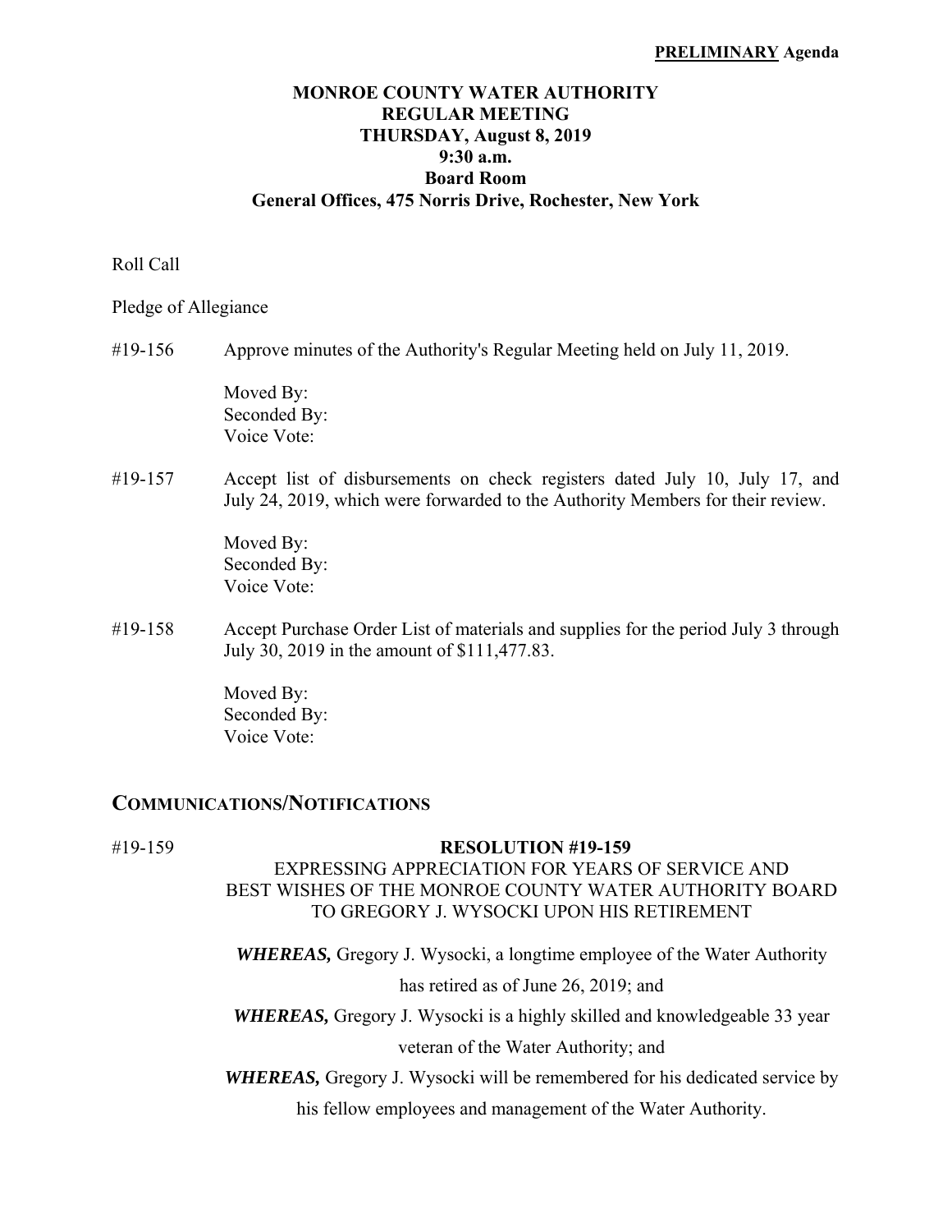**PRELIMINARY Agenda**

# MONROE COUNTY WATER AUTHORITY
## REGULAR MEETING
## THURSDAY, August 8, 2019
## 9:30 a.m.
## Board Room
## General Offices, 475 Norris Drive, Rochester, New York

Roll Call

Pledge of Allegiance

#19-156 Approve minutes of the Authority's Regular Meeting held on July 11, 2019.

Moved By:
Seconded By:
Voice Vote:

#19-157 Accept list of disbursements on check registers dated July 10, July 17, and July 24, 2019, which were forwarded to the Authority Members for their review.

Moved By:
Seconded By:
Voice Vote:

#19-158 Accept Purchase Order List of materials and supplies for the period July 3 through July 30, 2019 in the amount of $111,477.83.

Moved By:
Seconded By:
Voice Vote:

## COMMUNICATIONS/NOTIFICATIONS

#19-159

**RESOLUTION #19-159**

EXPRESSING APPRECIATION FOR YEARS OF SERVICE AND BEST WISHES OF THE MONROE COUNTY WATER AUTHORITY BOARD TO GREGORY J. WYSOCKI UPON HIS RETIREMENT

***WHEREAS,*** Gregory J. Wysocki, a longtime employee of the Water Authority has retired as of June 26, 2019; and

***WHEREAS,*** Gregory J. Wysocki is a highly skilled and knowledgeable 33 year veteran of the Water Authority; and

***WHEREAS,*** Gregory J. Wysocki will be remembered for his dedicated service by his fellow employees and management of the Water Authority.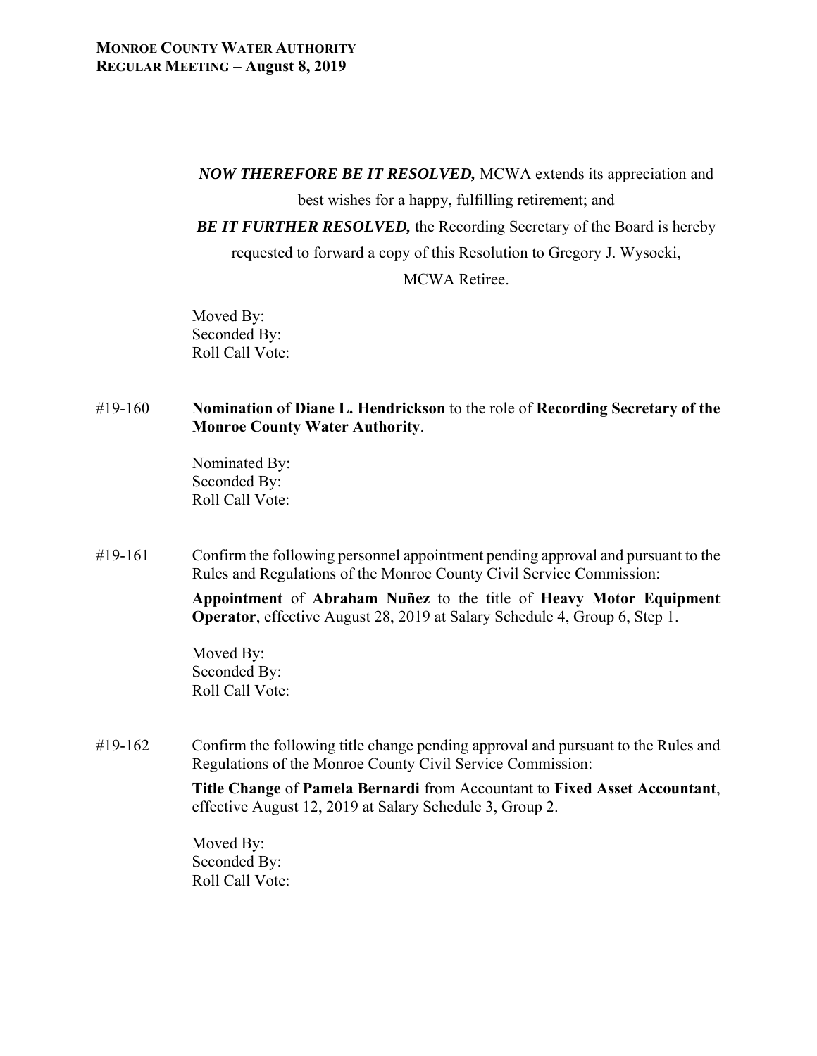***NOW THEREFORE BE IT RESOLVED,*** MCWA extends its appreciation and best wishes for a happy, fulfilling retirement; and

***BE IT FURTHER RESOLVED,*** the Recording Secretary of the Board is hereby requested to forward a copy of this Resolution to Gregory J. Wysocki, MCWA Retiree.

Moved By:
Seconded By:
Roll Call Vote:

#19-160 **Nomination** of **Diane L. Hendrickson** to the role of **Recording Secretary of the Monroe County Water Authority**.

Nominated By:
Seconded By:
Roll Call Vote:

#19-161 Confirm the following personnel appointment pending approval and pursuant to the Rules and Regulations of the Monroe County Civil Service Commission:

**Appointment** of **Abraham Nuñez** to the title of **Heavy Motor Equipment Operator**, effective August 28, 2019 at Salary Schedule 4, Group 6, Step 1.

Moved By:
Seconded By:
Roll Call Vote:

#19-162 Confirm the following title change pending approval and pursuant to the Rules and Regulations of the Monroe County Civil Service Commission:

**Title Change** of **Pamela Bernardi** from Accountant to **Fixed Asset Accountant**, effective August 12, 2019 at Salary Schedule 3, Group 2.

Moved By:
Seconded By:
Roll Call Vote: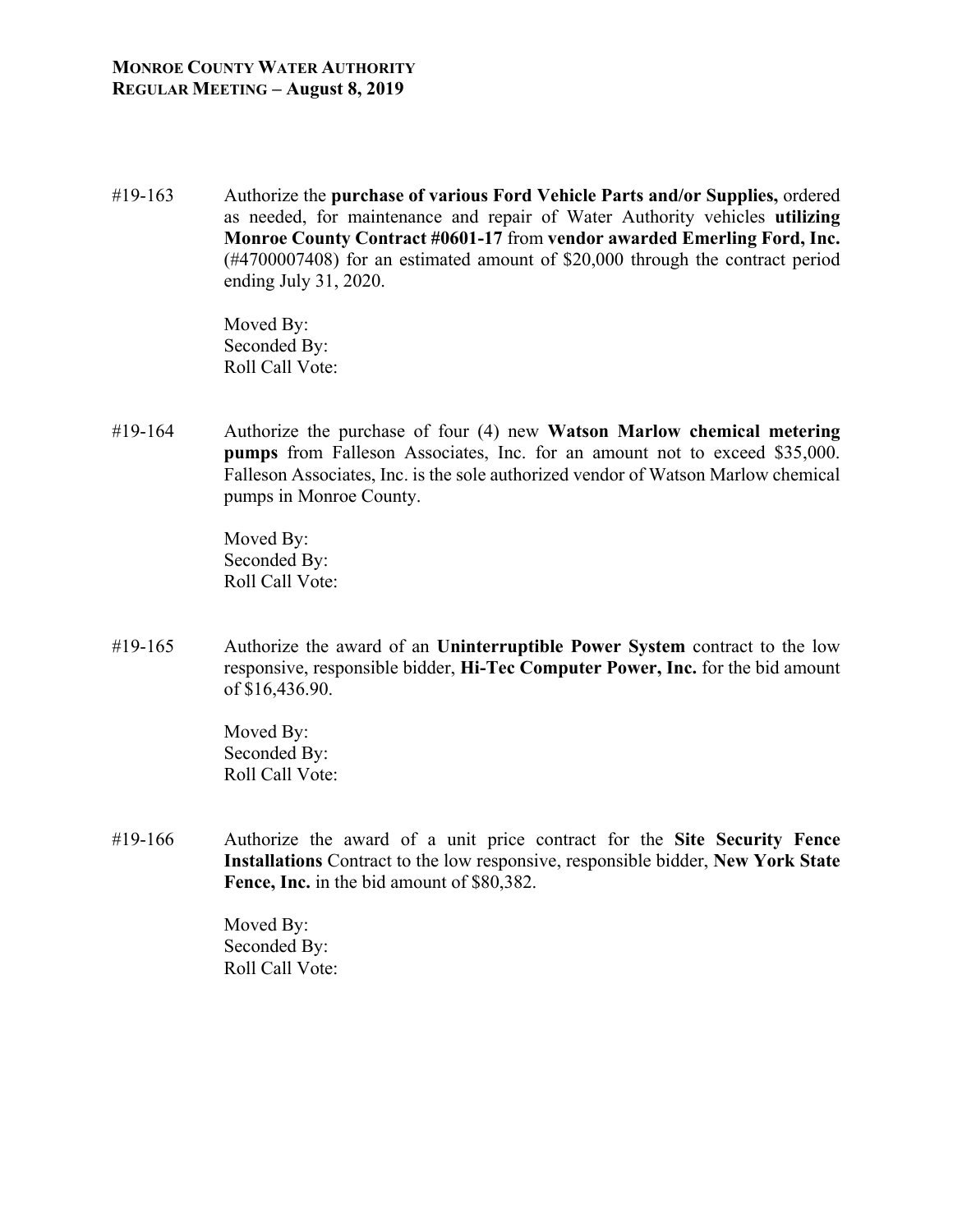#19-163 Authorize the **purchase of various Ford Vehicle Parts and/or Supplies,** ordered as needed, for maintenance and repair of Water Authority vehicles **utilizing Monroe County Contract #0601-17** from **vendor awarded Emerling Ford, Inc.** (#4700007408) for an estimated amount of $20,000 through the contract period ending July 31, 2020.

Moved By:
Seconded By:
Roll Call Vote:

#19-164 Authorize the purchase of four (4) new **Watson Marlow chemical metering pumps** from Falleson Associates, Inc. for an amount not to exceed $35,000. Falleson Associates, Inc. is the sole authorized vendor of Watson Marlow chemical pumps in Monroe County.

Moved By:
Seconded By:
Roll Call Vote:

#19-165 Authorize the award of an **Uninterruptible Power System** contract to the low responsive, responsible bidder, **Hi-Tec Computer Power, Inc.** for the bid amount of $16,436.90.

Moved By:
Seconded By:
Roll Call Vote:

#19-166 Authorize the award of a unit price contract for the **Site Security Fence Installations** Contract to the low responsive, responsible bidder, **New York State Fence, Inc.** in the bid amount of $80,382.

Moved By:
Seconded By:
Roll Call Vote: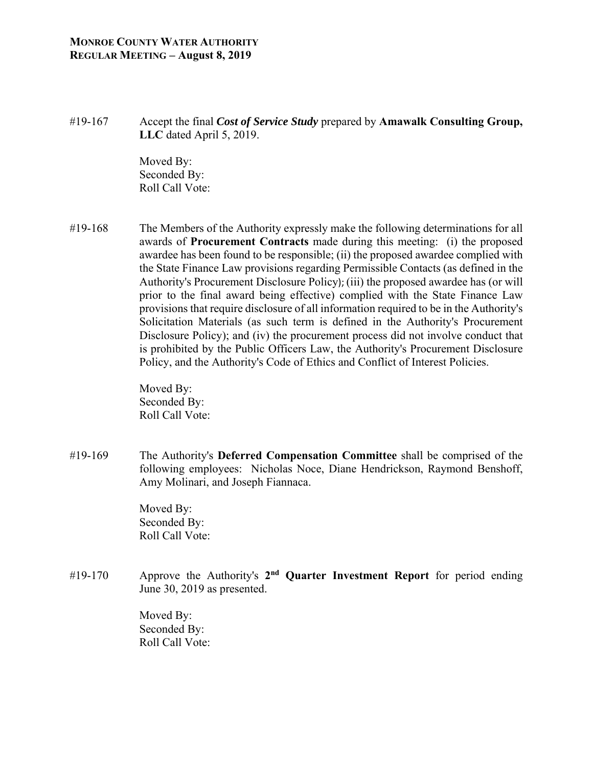#19-167 Accept the final ***Cost of Service Study*** prepared by **Amawalk Consulting Group, LLC** dated April 5, 2019.

Moved By:
Seconded By:
Roll Call Vote:

#19-168 The Members of the Authority expressly make the following determinations for all awards of **Procurement Contracts** made during this meeting: (i) the proposed awardee has been found to be responsible; (ii) the proposed awardee complied with the State Finance Law provisions regarding Permissible Contacts (as defined in the Authority's Procurement Disclosure Policy); (iii) the proposed awardee has (or will prior to the final award being effective) complied with the State Finance Law provisions that require disclosure of all information required to be in the Authority's Solicitation Materials (as such term is defined in the Authority's Procurement Disclosure Policy); and (iv) the procurement process did not involve conduct that is prohibited by the Public Officers Law, the Authority's Procurement Disclosure Policy, and the Authority's Code of Ethics and Conflict of Interest Policies.

Moved By:
Seconded By:
Roll Call Vote:

#19-169 The Authority's **Deferred Compensation Committee** shall be comprised of the following employees: Nicholas Noce, Diane Hendrickson, Raymond Benshoff, Amy Molinari, and Joseph Fiannaca.

Moved By:
Seconded By:
Roll Call Vote:

#19-170 Approve the Authority's **2nd Quarter Investment Report** for period ending June 30, 2019 as presented.

Moved By:
Seconded By:
Roll Call Vote: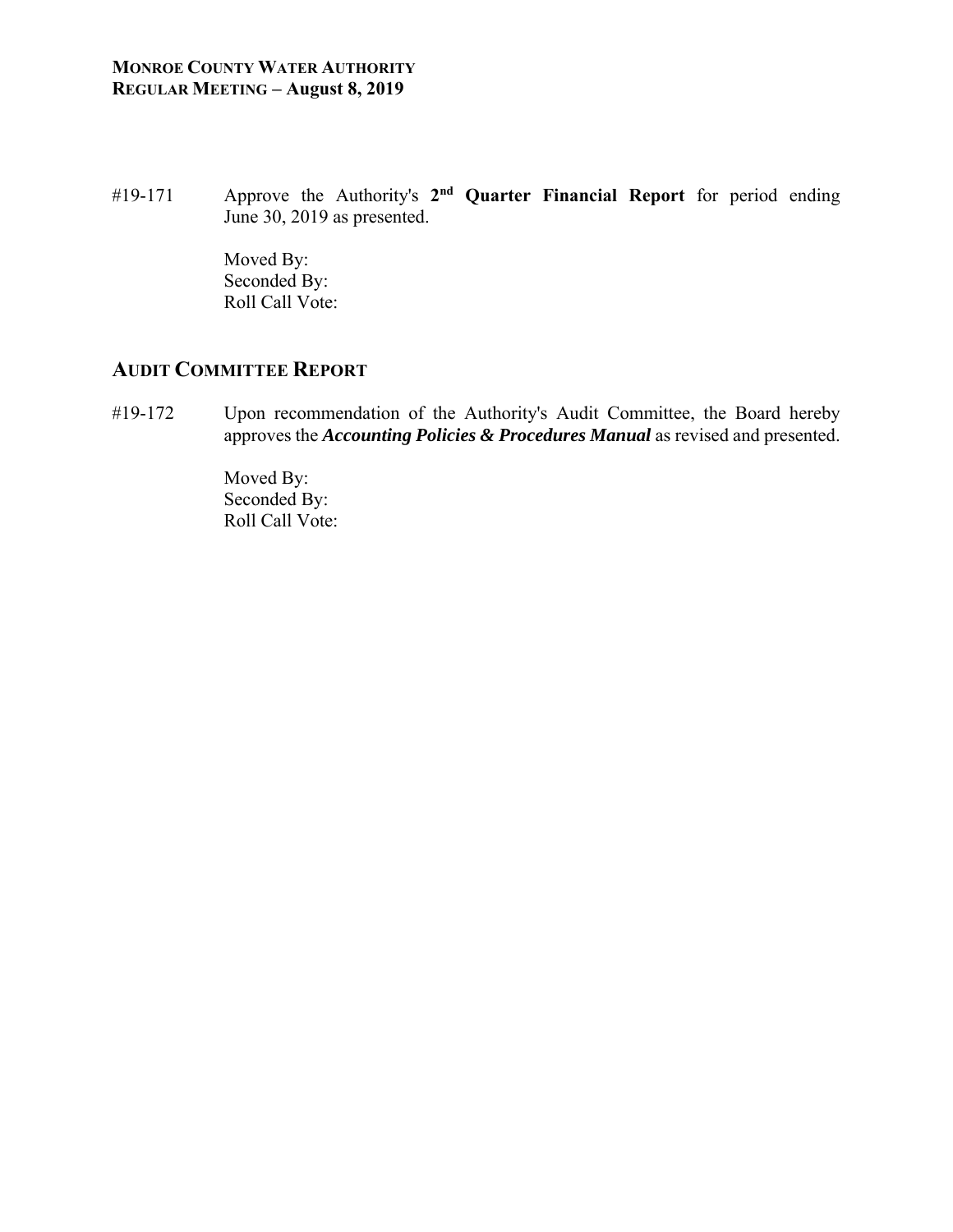#19-171 Approve the Authority's **2nd Quarter Financial Report** for period ending June 30, 2019 as presented.

Moved By:
Seconded By:
Roll Call Vote:

## AUDIT COMMITTEE REPORT

#19-172 Upon recommendation of the Authority's Audit Committee, the Board hereby approves the ***Accounting Policies & Procedures Manual*** as revised and presented.

Moved By:
Seconded By:
Roll Call Vote: